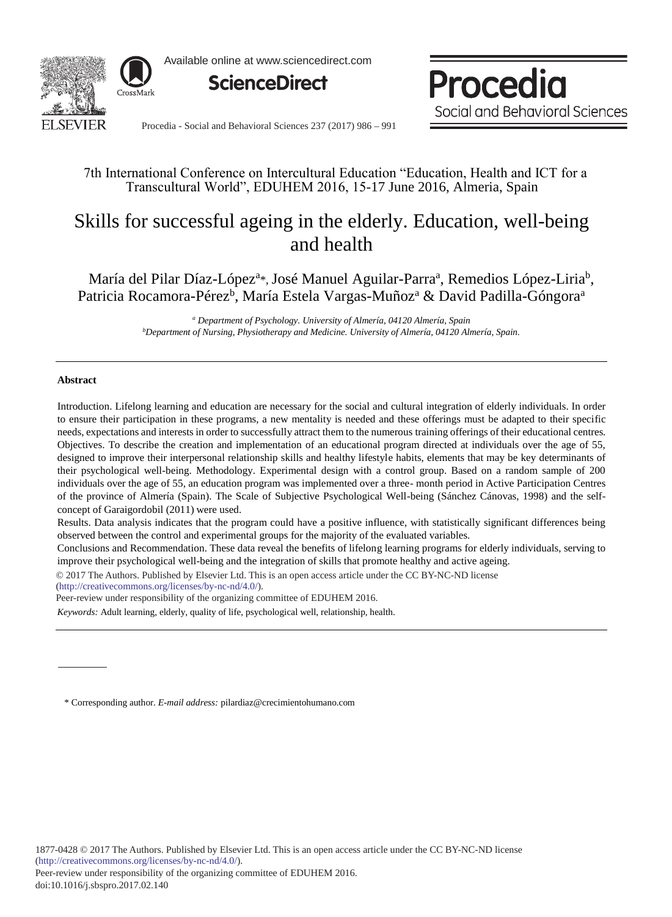7th International Conference on Intercultural Education "Education, Health and ICT for a Transcultural World", EDUHEM 2016, 15-17 June 2016, Almeria, Spain

# Skills for successful ageing in the elderly. Education, well-being and health

María del Pilar Díaz-López[a]*, José Manuel Aguilar-Parra[a], Remedios López-Liria[b], Patricia Rocamora-Pérez[b], María Estela Vargas-Muñoz[a] & David Padilla-Góngora[a]

[a] *Department of Psychology. University of Almería, 04120 Almería, Spain*
[b] *Department of Nursing, Physiotherapy and Medicine. University of Almería, 04120 Almería, Spain.*

---

**Abstract**

Introduction. Lifelong learning and education are necessary for the social and cultural integration of elderly individuals. In order to ensure their participation in these programs, a new mentality is needed and these offerings must be adapted to their specific needs, expectations and interests in order to successfully attract them to the numerous training offerings of their educational centres. Objectives. To describe the creation and implementation of an educational program directed at individuals over the age of 55, designed to improve their interpersonal relationship skills and healthy lifestyle habits, elements that may be key determinants of their psychological well-being. Methodology. Experimental design with a control group. Based on a random sample of 200 individuals over the age of 55, an education program was implemented over a three- month period in Active Participation Centres of the province of Almería (Spain). The Scale of Subjective Psychological Well-being (Sánchez Cánovas, 1998) and the self-concept of Garaigordobil (2011) were used.

Results. Data analysis indicates that the program could have a positive influence, with statistically significant differences being observed between the control and experimental groups for the majority of the evaluated variables.

Conclusions and Recommendation. These data reveal the benefits of lifelong learning programs for elderly individuals, serving to improve their psychological well-being and the integration of skills that promote healthy and active ageing.

© 2017 The Authors. Published by Elsevier Ltd. This is an open access article under the CC BY-NC-ND license (http://creativecommons.org/licenses/by-nc-nd/4.0/).

Peer-review under responsibility of the organizing committee of EDUHEM 2016.

*Keywords:* Adult learning, elderly, quality of life, psychological well, relationship, health.

---

\* Corresponding author. *E-mail address:* pilardiaz@crecimientohumano.com

1877-0428 © 2017 The Authors. Published by Elsevier Ltd. This is an open access article under the CC BY-NC-ND license (http://creativecommons.org/licenses/by-nc-nd/4.0/).
Peer-review under responsibility of the organizing committee of EDUHEM 2016.
doi:10.1016/j.sbspro.2017.02.140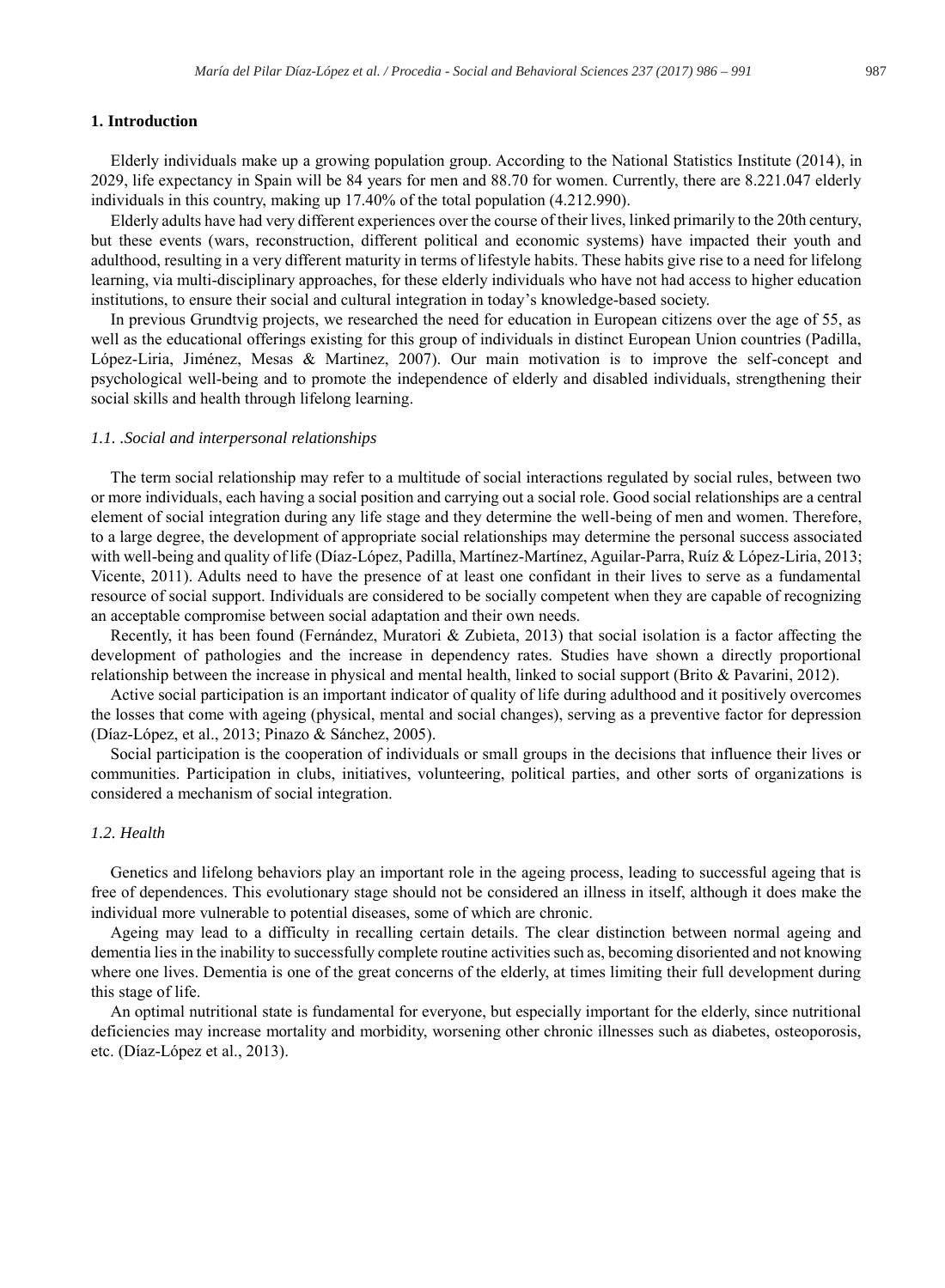## 1. Introduction

Elderly individuals make up a growing population group. According to the National Statistics Institute (2014), in 2029, life expectancy in Spain will be 84 years for men and 88.70 for women. Currently, there are 8.221.047 elderly individuals in this country, making up 17.40% of the total population (4.212.990).

Elderly adults have had very different experiences over the course of their lives, linked primarily to the 20th century, but these events (wars, reconstruction, different political and economic systems) have impacted their youth and adulthood, resulting in a very different maturity in terms of lifestyle habits. These habits give rise to a need for lifelong learning, via multi-disciplinary approaches, for these elderly individuals who have not had access to higher education institutions, to ensure their social and cultural integration in today's knowledge-based society.

In previous Grundtvig projects, we researched the need for education in European citizens over the age of 55, as well as the educational offerings existing for this group of individuals in distinct European Union countries (Padilla, López-Liria, Jiménez, Mesas & Martinez, 2007). Our main motivation is to improve the self-concept and psychological well-being and to promote the independence of elderly and disabled individuals, strengthening their social skills and health through lifelong learning.

### *1.1. .Social and interpersonal relationships*

The term social relationship may refer to a multitude of social interactions regulated by social rules, between two or more individuals, each having a social position and carrying out a social role. Good social relationships are a central element of social integration during any life stage and they determine the well-being of men and women. Therefore, to a large degree, the development of appropriate social relationships may determine the personal success associated with well-being and quality of life (Díaz-López, Padilla, Martínez-Martínez, Aguilar-Parra, Ruíz & López-Liria, 2013; Vicente, 2011). Adults need to have the presence of at least one confidant in their lives to serve as a fundamental resource of social support. Individuals are considered to be socially competent when they are capable of recognizing an acceptable compromise between social adaptation and their own needs.

Recently, it has been found (Fernández, Muratori & Zubieta, 2013) that social isolation is a factor affecting the development of pathologies and the increase in dependency rates. Studies have shown a directly proportional relationship between the increase in physical and mental health, linked to social support (Brito & Pavarini, 2012).

Active social participation is an important indicator of quality of life during adulthood and it positively overcomes the losses that come with ageing (physical, mental and social changes), serving as a preventive factor for depression (Díaz-López, et al., 2013; Pinazo & Sánchez, 2005).

Social participation is the cooperation of individuals or small groups in the decisions that influence their lives or communities. Participation in clubs, initiatives, volunteering, political parties, and other sorts of organizations is considered a mechanism of social integration.

### *1.2. Health*

Genetics and lifelong behaviors play an important role in the ageing process, leading to successful ageing that is free of dependences. This evolutionary stage should not be considered an illness in itself, although it does make the individual more vulnerable to potential diseases, some of which are chronic.

Ageing may lead to a difficulty in recalling certain details. The clear distinction between normal ageing and dementia lies in the inability to successfully complete routine activities such as, becoming disoriented and not knowing where one lives. Dementia is one of the great concerns of the elderly, at times limiting their full development during this stage of life.

An optimal nutritional state is fundamental for everyone, but especially important for the elderly, since nutritional deficiencies may increase mortality and morbidity, worsening other chronic illnesses such as diabetes, osteoporosis, etc. (Díaz-López et al., 2013).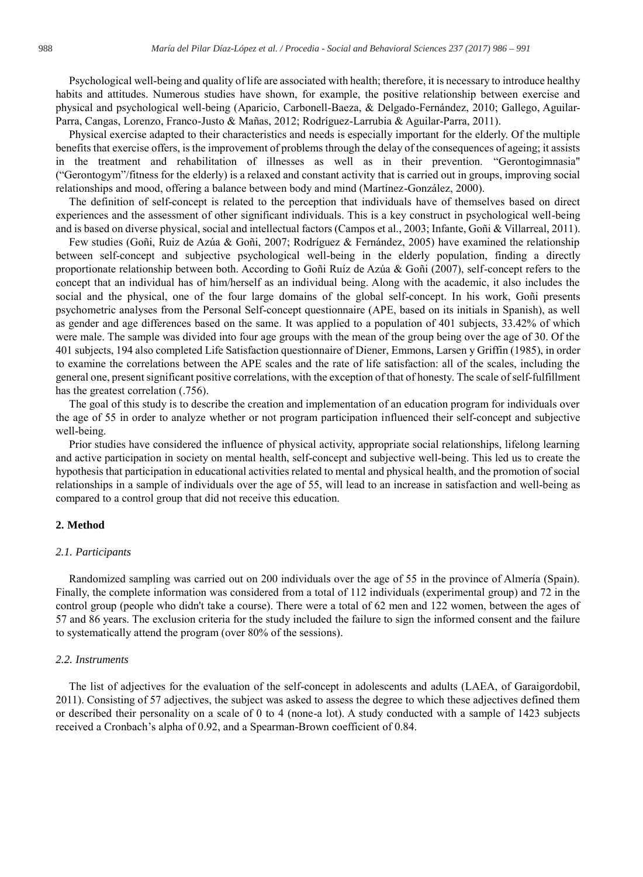Psychological well-being and quality of life are associated with health; therefore, it is necessary to introduce healthy habits and attitudes. Numerous studies have shown, for example, the positive relationship between exercise and physical and psychological well-being (Aparicio, Carbonell-Baeza, & Delgado-Fernández, 2010; Gallego, Aguilar-Parra, Cangas, Lorenzo, Franco-Justo & Mañas, 2012; Rodríguez-Larrubia & Aguilar-Parra, 2011).

Physical exercise adapted to their characteristics and needs is especially important for the elderly. Of the multiple benefits that exercise offers, is the improvement of problems through the delay of the consequences of ageing; it assists in the treatment and rehabilitation of illnesses as well as in their prevention. "Gerontogimnasia" ("Gerontogym"/fitness for the elderly) is a relaxed and constant activity that is carried out in groups, improving social relationships and mood, offering a balance between body and mind (Martínez-González, 2000).

The definition of self-concept is related to the perception that individuals have of themselves based on direct experiences and the assessment of other significant individuals. This is a key construct in psychological well-being and is based on diverse physical, social and intellectual factors (Campos et al., 2003; Infante, Goñi & Villarreal, 2011).

Few studies (Goñi, Ruiz de Azúa & Goñi, 2007; Rodríguez & Fernández, 2005) have examined the relationship between self-concept and subjective psychological well-being in the elderly population, finding a directly proportionate relationship between both. According to Goñi Ruíz de Azúa & Goñi (2007), self-concept refers to the concept that an individual has of him/herself as an individual being. Along with the academic, it also includes the social and the physical, one of the four large domains of the global self-concept. In his work, Goñi presents psychometric analyses from the Personal Self-concept questionnaire (APE, based on its initials in Spanish), as well as gender and age differences based on the same. It was applied to a population of 401 subjects, 33.42% of which were male. The sample was divided into four age groups with the mean of the group being over the age of 30. Of the 401 subjects, 194 also completed Life Satisfaction questionnaire of Diener, Emmons, Larsen y Griffin (1985), in order to examine the correlations between the APE scales and the rate of life satisfaction: all of the scales, including the general one, present significant positive correlations, with the exception of that of honesty. The scale of self-fulfillment has the greatest correlation (.756).

The goal of this study is to describe the creation and implementation of an education program for individuals over the age of 55 in order to analyze whether or not program participation influenced their self-concept and subjective well-being.

Prior studies have considered the influence of physical activity, appropriate social relationships, lifelong learning and active participation in society on mental health, self-concept and subjective well-being. This led us to create the hypothesis that participation in educational activities related to mental and physical health, and the promotion of social relationships in a sample of individuals over the age of 55, will lead to an increase in satisfaction and well-being as compared to a control group that did not receive this education.

## 2. Method

### *2.1. Participants*

Randomized sampling was carried out on 200 individuals over the age of 55 in the province of Almería (Spain). Finally, the complete information was considered from a total of 112 individuals (experimental group) and 72 in the control group (people who didn't take a course). There were a total of 62 men and 122 women, between the ages of 57 and 86 years. The exclusion criteria for the study included the failure to sign the informed consent and the failure to systematically attend the program (over 80% of the sessions).

### *2.2. Instruments*

The list of adjectives for the evaluation of the self-concept in adolescents and adults (LAEA, of Garaigordobil, 2011). Consisting of 57 adjectives, the subject was asked to assess the degree to which these adjectives defined them or described their personality on a scale of 0 to 4 (none-a lot). A study conducted with a sample of 1423 subjects received a Cronbach's alpha of 0.92, and a Spearman-Brown coefficient of 0.84.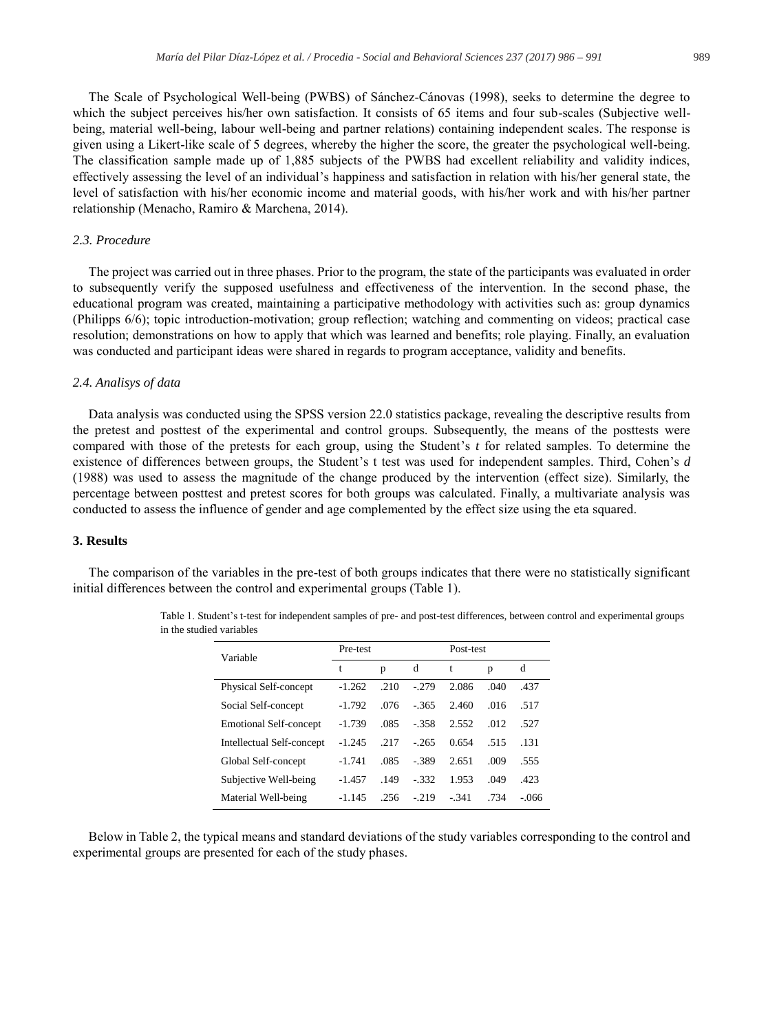The Scale of Psychological Well-being (PWBS) of Sánchez-Cánovas (1998), seeks to determine the degree to which the subject perceives his/her own satisfaction. It consists of 65 items and four sub-scales (Subjective well-being, material well-being, labour well-being and partner relations) containing independent scales. The response is given using a Likert-like scale of 5 degrees, whereby the higher the score, the greater the psychological well-being. The classification sample made up of 1,885 subjects of the PWBS had excellent reliability and validity indices, effectively assessing the level of an individual's happiness and satisfaction in relation with his/her general state, the level of satisfaction with his/her economic income and material goods, with his/her work and with his/her partner relationship (Menacho, Ramiro & Marchena, 2014).

### *2.3. Procedure*

The project was carried out in three phases. Prior to the program, the state of the participants was evaluated in order to subsequently verify the supposed usefulness and effectiveness of the intervention. In the second phase, the educational program was created, maintaining a participative methodology with activities such as: group dynamics (Philipps 6/6); topic introduction-motivation; group reflection; watching and commenting on videos; practical case resolution; demonstrations on how to apply that which was learned and benefits; role playing. Finally, an evaluation was conducted and participant ideas were shared in regards to program acceptance, validity and benefits.

### *2.4. Analisys of data*

Data analysis was conducted using the SPSS version 22.0 statistics package, revealing the descriptive results from the pretest and posttest of the experimental and control groups. Subsequently, the means of the posttests were compared with those of the pretests for each group, using the Student's *t* for related samples. To determine the existence of differences between groups, the Student's t test was used for independent samples. Third, Cohen's *d* (1988) was used to assess the magnitude of the change produced by the intervention (effect size). Similarly, the percentage between posttest and pretest scores for both groups was calculated. Finally, a multivariate analysis was conducted to assess the influence of gender and age complemented by the effect size using the eta squared.

## 3. Results

The comparison of the variables in the pre-test of both groups indicates that there were no statistically significant initial differences between the control and experimental groups (Table 1).

Table 1. Student's t-test for independent samples of pre- and post-test differences, between control and experimental groups in the studied variables

| Variable | Pre-test | | | Post-test | | |
|---|---|---|---|---|---|---|
| | t | p | d | t | p | d |
| Physical Self-concept | -1.262 | .210 | -.279 | 2.086 | .040 | .437 |
| Social Self-concept | -1.792 | .076 | -.365 | 2.460 | .016 | .517 |
| Emotional Self-concept | -1.739 | .085 | -.358 | 2.552 | .012 | .527 |
| Intellectual Self-concept | -1.245 | .217 | -.265 | 0.654 | .515 | .131 |
| Global Self-concept | -1.741 | .085 | -.389 | 2.651 | .009 | .555 |
| Subjective Well-being | -1.457 | .149 | -.332 | 1.953 | .049 | .423 |
| Material Well-being | -1.145 | .256 | -.219 | -.341 | .734 | -.066 |

Below in Table 2, the typical means and standard deviations of the study variables corresponding to the control and experimental groups are presented for each of the study phases.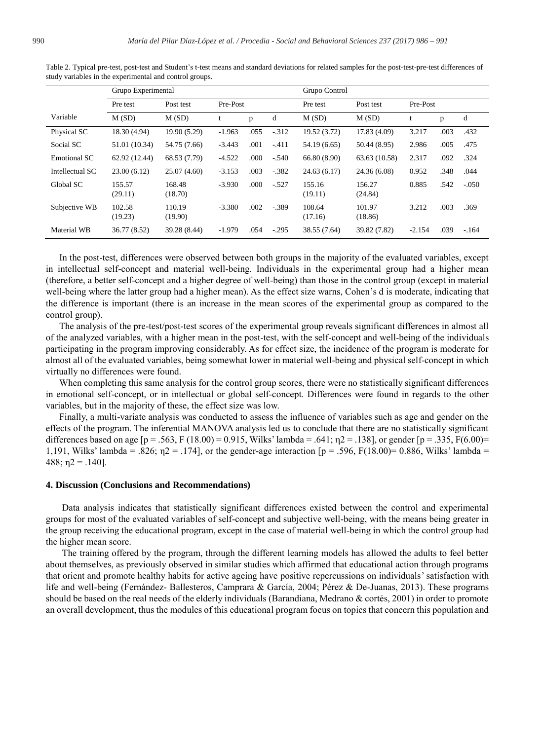Table 2. Typical pre-test, post-test and Student's t-test means and standard deviations for related samples for the post-test-pre-test differences of study variables in the experimental and control groups.

| | Grupo Experimental | | | | | Grupo Control | | | | |
|---|---|---|---|---|---|---|---|---|---|---|
| | Pre test | Post test | Pre-Post | | | Pre test | Post test | Pre-Post | | |
| Variable | M (SD) | M (SD) | t | p | d | M (SD) | M (SD) | t | p | d |
| Physical SC | 18.30 (4.94) | 19.90 (5.29) | -1.963 | .055 | -.312 | 19.52 (3.72) | 17.83 (4.09) | 3.217 | .003 | .432 |
| Social SC | 51.01 (10.34) | 54.75 (7.66) | -3.443 | .001 | -.411 | 54.19 (6.65) | 50.44 (8.95) | 2.986 | .005 | .475 |
| Emotional SC | 62.92 (12.44) | 68.53 (7.79) | -4.522 | .000 | -.540 | 66.80 (8.90) | 63.63 (10.58) | 2.317 | .092 | .324 |
| Intellectual SC | 23.00 (6.12) | 25.07 (4.60) | -3.153 | .003 | -.382 | 24.63 (6.17) | 24.36 (6.08) | 0.952 | .348 | .044 |
| Global SC | 155.57 (29.11) | 168.48 (18.70) | -3.930 | .000 | -.527 | 155.16 (19.11) | 156.27 (24.84) | 0.885 | .542 | -.050 |
| Subjective WB | 102.58 (19.23) | 110.19 (19.90) | -3.380 | .002 | -.389 | 108.64 (17.16) | 101.97 (18.86) | 3.212 | .003 | .369 |
| Material WB | 36.77 (8.52) | 39.28 (8.44) | -1.979 | .054 | -.295 | 38.55 (7.64) | 39.82 (7.82) | -2.154 | .039 | -.164 |

In the post-test, differences were observed between both groups in the majority of the evaluated variables, except in intellectual self-concept and material well-being. Individuals in the experimental group had a higher mean (therefore, a better self-concept and a higher degree of well-being) than those in the control group (except in material well-being where the latter group had a higher mean). As the effect size warns, Cohen's d is moderate, indicating that the difference is important (there is an increase in the mean scores of the experimental group as compared to the control group).

The analysis of the pre-test/post-test scores of the experimental group reveals significant differences in almost all of the analyzed variables, with a higher mean in the post-test, with the self-concept and well-being of the individuals participating in the program improving considerably. As for effect size, the incidence of the program is moderate for almost all of the evaluated variables, being somewhat lower in material well-being and physical self-concept in which virtually no differences were found.

When completing this same analysis for the control group scores, there were no statistically significant differences in emotional self-concept, or in intellectual or global self-concept. Differences were found in regards to the other variables, but in the majority of these, the effect size was low.

Finally, a multi-variate analysis was conducted to assess the influence of variables such as age and gender on the effects of the program. The inferential MANOVA analysis led us to conclude that there are no statistically significant differences based on age [$p = .563$, $F(18.00) = 0.915$, Wilks' lambda = .641; $\eta2 = .138$], or gender [$p = .335$, $F(6.00) = 1{,}191$, Wilks' lambda = .826; $\eta2 = .174$], or the gender-age interaction [$p = .596$, $F(18.00) = 0.886$, Wilks' lambda = 488; $\eta2 = .140$].

## 4. Discussion (Conclusions and Recommendations)

Data analysis indicates that statistically significant differences existed between the control and experimental groups for most of the evaluated variables of self-concept and subjective well-being, with the means being greater in the group receiving the educational program, except in the case of material well-being in which the control group had the higher mean score.

The training offered by the program, through the different learning models has allowed the adults to feel better about themselves, as previously observed in similar studies which affirmed that educational action through programs that orient and promote healthy habits for active ageing have positive repercussions on individuals' satisfaction with life and well-being (Fernández- Ballesteros, Camprara & García, 2004; Pérez & De-Juanas, 2013). These programs should be based on the real needs of the elderly individuals (Barandiana, Medrano & cortés, 2001) in order to promote an overall development, thus the modules of this educational program focus on topics that concern this population and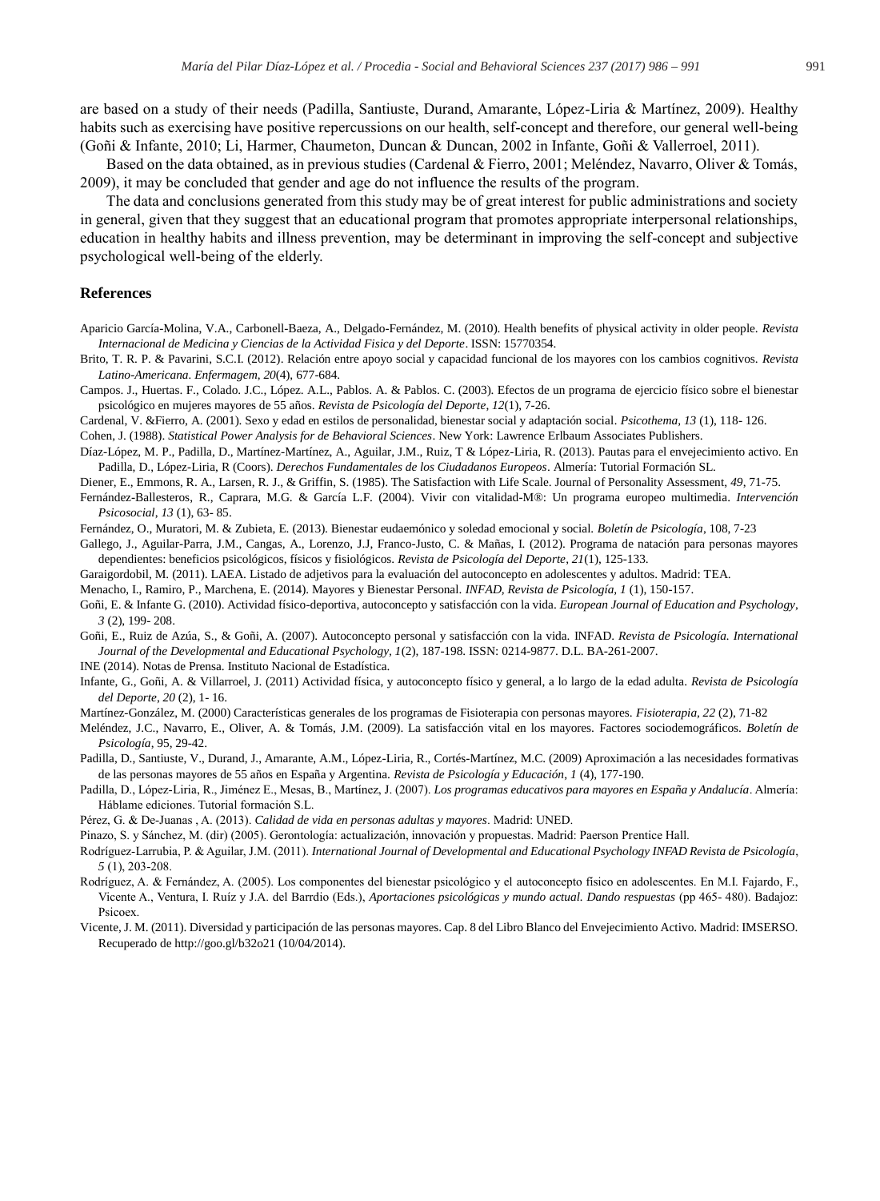are based on a study of their needs (Padilla, Santiuste, Durand, Amarante, López-Liria & Martínez, 2009). Healthy habits such as exercising have positive repercussions on our health, self-concept and therefore, our general well-being (Goñi & Infante, 2010; Li, Harmer, Chaumeton, Duncan & Duncan, 2002 in Infante, Goñi & Vallerroel, 2011).

Based on the data obtained, as in previous studies (Cardenal & Fierro, 2001; Meléndez, Navarro, Oliver & Tomás, 2009), it may be concluded that gender and age do not influence the results of the program.

The data and conclusions generated from this study may be of great interest for public administrations and society in general, given that they suggest that an educational program that promotes appropriate interpersonal relationships, education in healthy habits and illness prevention, may be determinant in improving the self-concept and subjective psychological well-being of the elderly.

## References

Aparicio García-Molina, V.A., Carbonell-Baeza, A., Delgado-Fernández, M. (2010). Health benefits of physical activity in older people. *Revista Internacional de Medicina y Ciencias de la Actividad Fisica y del Deporte*. ISSN: 15770354.

Brito, T. R. P. & Pavarini, S.C.I. (2012). Relación entre apoyo social y capacidad funcional de los mayores con los cambios cognitivos. *Revista Latino-Americana. Enfermagem, 20*(4), 677-684.

Campos. J., Huertas. F., Colado. J.C., López. A.L., Pablos. A. & Pablos. C. (2003). Efectos de un programa de ejercicio físico sobre el bienestar psicológico en mujeres mayores de 55 años. *Revista de Psicología del Deporte, 12*(1), 7-26.

Cardenal, V. &Fierro, A. (2001). Sexo y edad en estilos de personalidad, bienestar social y adaptación social. *Psicothema, 13* (1), 118- 126.

Cohen, J. (1988). *Statistical Power Analysis for de Behavioral Sciences*. New York: Lawrence Erlbaum Associates Publishers.

Díaz-López, M. P., Padilla, D., Martínez-Martínez, A., Aguilar, J.M., Ruiz, T & López-Liria, R. (2013). Pautas para el envejecimiento activo. En Padilla, D., López-Liria, R (Coors). *Derechos Fundamentales de los Ciudadanos Europeos*. Almería: Tutorial Formación SL.

Diener, E., Emmons, R. A., Larsen, R. J., & Griffin, S. (1985). The Satisfaction with Life Scale. Journal of Personality Assessment, *49*, 71-75.

Fernández-Ballesteros, R., Caprara, M.G. & García L.F. (2004). Vivir con vitalidad-M®: Un programa europeo multimedia. *Intervención Psicosocial, 13* (1), 63- 85.

Fernández, O., Muratori, M. & Zubieta, E. (2013). Bienestar eudaemónico y soledad emocional y social. *Boletín de Psicología*, 108, 7-23

Gallego, J., Aguilar-Parra, J.M., Cangas, A., Lorenzo, J.J, Franco-Justo, C. & Mañas, I. (2012). Programa de natación para personas mayores dependientes: beneficios psicológicos, físicos y fisiológicos. *Revista de Psicología del Deporte, 21*(1), 125-133.

Garaigordobil, M. (2011). LAEA. Listado de adjetivos para la evaluación del autoconcepto en adolescentes y adultos. Madrid: TEA.

Menacho, I., Ramiro, P., Marchena, E. (2014). Mayores y Bienestar Personal. *INFAD, Revista de Psicología, 1* (1), 150-157.

Goñi, E. & Infante G. (2010). Actividad físico-deportiva, autoconcepto y satisfacción con la vida. *European Journal of Education and Psychology, 3* (2), 199- 208.

Goñi, E., Ruiz de Azúa, S., & Goñi, A. (2007). Autoconcepto personal y satisfacción con la vida. INFAD. *Revista de Psicología. International Journal of the Developmental and Educational Psychology, 1*(2), 187-198. ISSN: 0214-9877. D.L. BA-261-2007.

INE (2014). Notas de Prensa. Instituto Nacional de Estadística.

Infante, G., Goñi, A. & Villarroel, J. (2011) Actividad física, y autoconcepto físico y general, a lo largo de la edad adulta. *Revista de Psicología del Deporte, 20* (2), 1- 16.

Martínez-González, M. (2000) Características generales de los programas de Fisioterapia con personas mayores. *Fisioterapia, 22* (2), 71-82

Meléndez, J.C., Navarro, E., Oliver, A. & Tomás, J.M. (2009). La satisfacción vital en los mayores. Factores sociodemográficos. *Boletín de Psicología*, 95, 29-42.

Padilla, D., Santiuste, V., Durand, J., Amarante, A.M., López-Liria, R., Cortés-Martínez, M.C. (2009) Aproximación a las necesidades formativas de las personas mayores de 55 años en España y Argentina. *Revista de Psicología y Educación, 1* (4), 177-190.

Padilla, D., López-Liria, R., Jiménez E., Mesas, B., Martínez, J. (2007). *Los programas educativos para mayores en España y Andalucía*. Almería: Háblame ediciones. Tutorial formación S.L.

Pérez, G. & De-Juanas , A. (2013). *Calidad de vida en personas adultas y mayores*. Madrid: UNED.

Pinazo, S. y Sánchez, M. (dir) (2005). Gerontología: actualización, innovación y propuestas. Madrid: Paerson Prentice Hall.

Rodríguez-Larrubia, P. & Aguilar, J.M. (2011). *International Journal of Developmental and Educational Psychology INFAD Revista de Psicología, 5* (1), 203-208.

Rodríguez, A. & Fernández, A. (2005). Los componentes del bienestar psicológico y el autoconcepto físico en adolescentes. En M.I. Fajardo, F., Vicente A., Ventura, I. Ruíz y J.A. del Barrdio (Eds.), *Aportaciones psicológicas y mundo actual. Dando respuestas* (pp 465- 480). Badajoz: Psicoex.

Vicente, J. M. (2011). Diversidad y participación de las personas mayores. Cap. 8 del Libro Blanco del Envejecimiento Activo. Madrid: IMSERSO. Recuperado de http://goo.gl/b32o21 (10/04/2014).